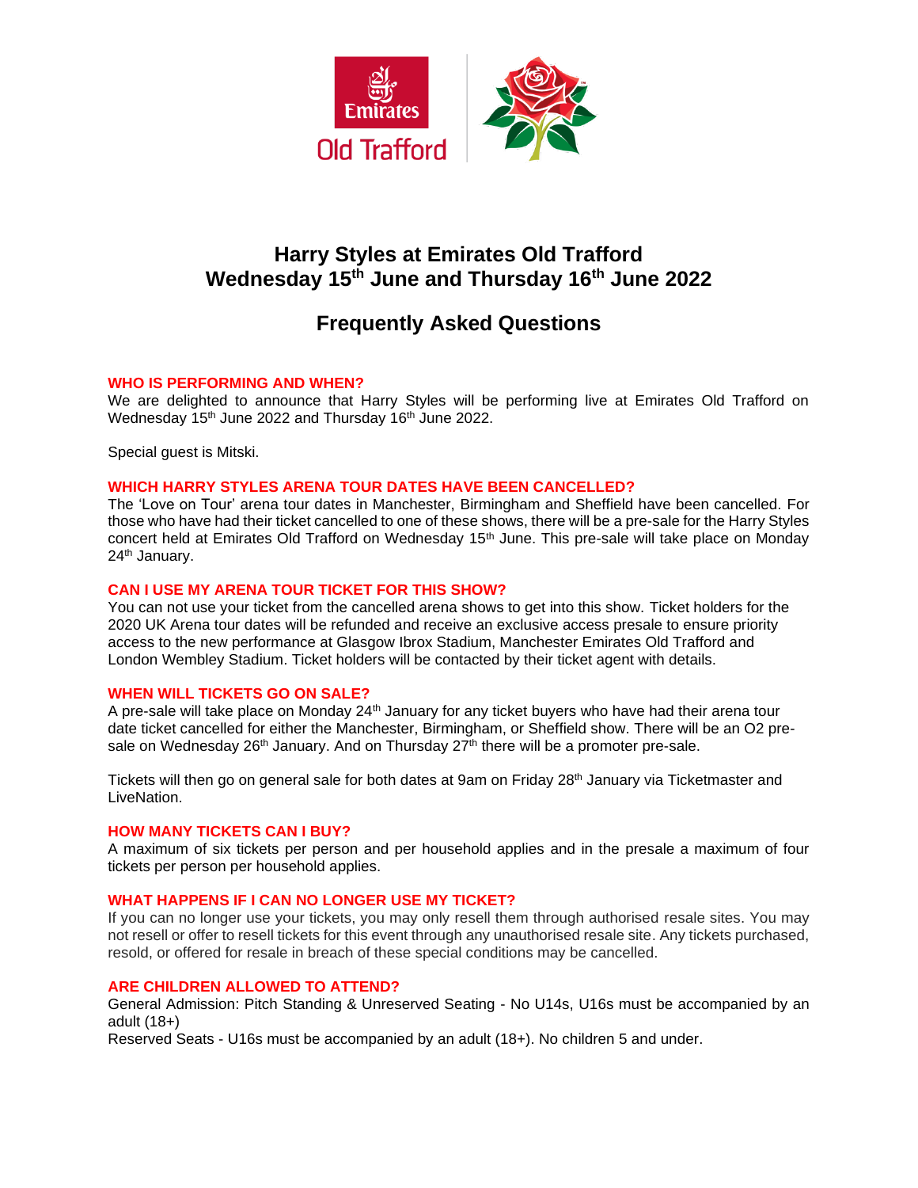# Harry Styles at Emirates Old Trafford
# Wednesday 15th June and Thursday 16th June 2022

## Frequently Asked Questions

### WHO IS PERFORMING AND WHEN?

We are delighted to announce that Harry Styles will be performing live at Emirates Old Trafford on Wednesday 15th June 2022 and Thursday 16th June 2022.

Special guest is Mitski.

### WHICH HARRY STYLES ARENA TOUR DATES HAVE BEEN CANCELLED?

The 'Love on Tour' arena tour dates in Manchester, Birmingham and Sheffield have been cancelled. For those who have had their ticket cancelled to one of these shows, there will be a pre-sale for the Harry Styles concert held at Emirates Old Trafford on Wednesday 15th June. This pre-sale will take place on Monday 24th January.

### CAN I USE MY ARENA TOUR TICKET FOR THIS SHOW?

You can not use your ticket from the cancelled arena shows to get into this show. Ticket holders for the 2020 UK Arena tour dates will be refunded and receive an exclusive access presale to ensure priority access to the new performance at Glasgow Ibrox Stadium, Manchester Emirates Old Trafford and London Wembley Stadium. Ticket holders will be contacted by their ticket agent with details.

### WHEN WILL TICKETS GO ON SALE?

A pre-sale will take place on Monday 24th January for any ticket buyers who have had their arena tour date ticket cancelled for either the Manchester, Birmingham, or Sheffield show. There will be an O2 pre-sale on Wednesday 26th January. And on Thursday 27th there will be a promoter pre-sale.

Tickets will then go on general sale for both dates at 9am on Friday 28th January via Ticketmaster and LiveNation.

### HOW MANY TICKETS CAN I BUY?

A maximum of six tickets per person and per household applies and in the presale a maximum of four tickets per person per household applies.

### WHAT HAPPENS IF I CAN NO LONGER USE MY TICKET?

If you can no longer use your tickets, you may only resell them through authorised resale sites. You may not resell or offer to resell tickets for this event through any unauthorised resale site. Any tickets purchased, resold, or offered for resale in breach of these special conditions may be cancelled.

### ARE CHILDREN ALLOWED TO ATTEND?

General Admission: Pitch Standing & Unreserved Seating - No U14s, U16s must be accompanied by an adult (18+)

Reserved Seats - U16s must be accompanied by an adult (18+). No children 5 and under.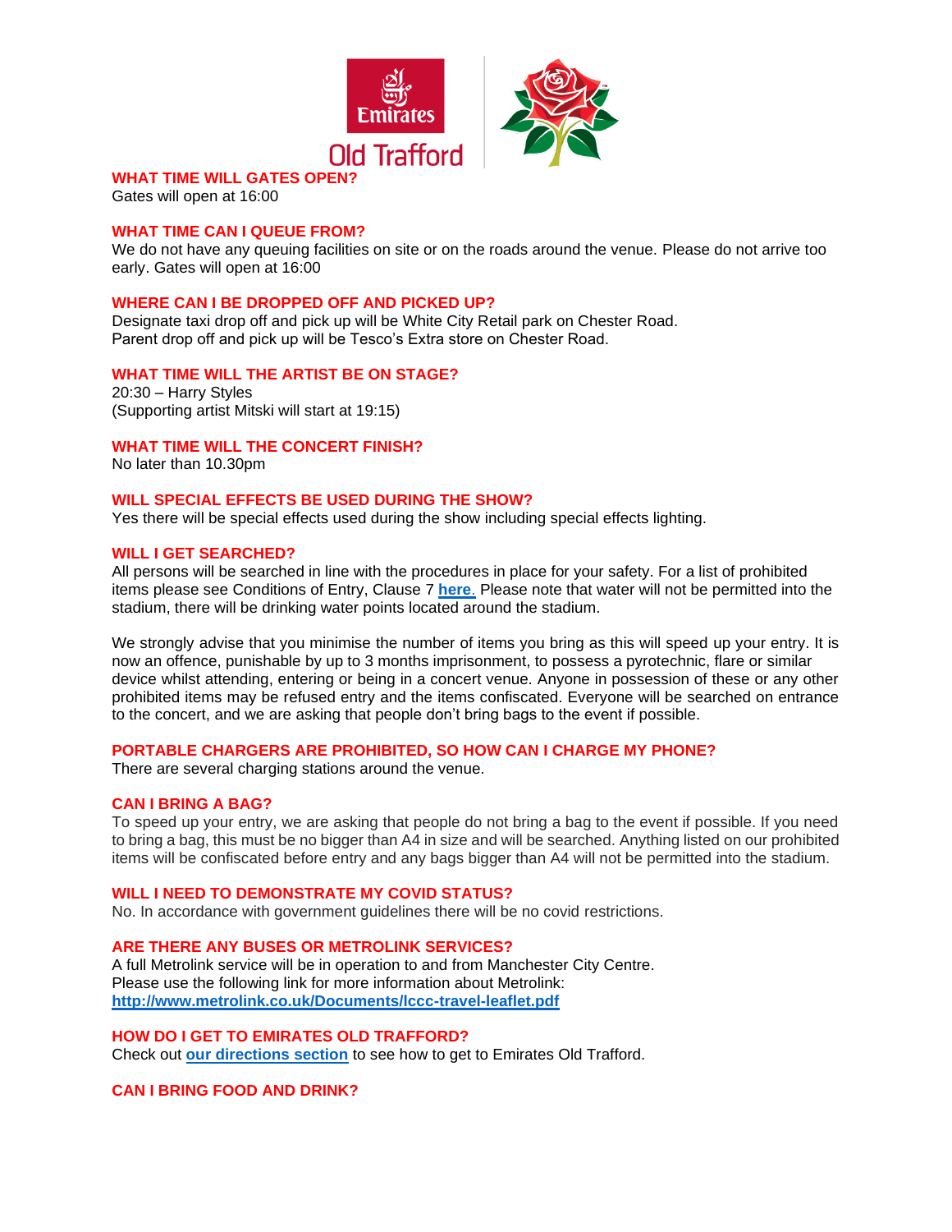## WHAT TIME WILL GATES OPEN?

Gates will open at 16:00

## WHAT TIME CAN I QUEUE FROM?

We do not have any queuing facilities on site or on the roads around the venue. Please do not arrive too early. Gates will open at 16:00

## WHERE CAN I BE DROPPED OFF AND PICKED UP?

Designate taxi drop off and pick up will be White City Retail park on Chester Road.
Parent drop off and pick up will be Tesco's Extra store on Chester Road.

## WHAT TIME WILL THE ARTIST BE ON STAGE?

20:30 – Harry Styles
(Supporting artist Mitski will start at 19:15)

## WHAT TIME WILL THE CONCERT FINISH?

No later than 10.30pm

## WILL SPECIAL EFFECTS BE USED DURING THE SHOW?

Yes there will be special effects used during the show including special effects lighting.

## WILL I GET SEARCHED?

All persons will be searched in line with the procedures in place for your safety. For a list of prohibited items please see Conditions of Entry, Clause 7 **here.** Please note that water will not be permitted into the stadium, there will be drinking water points located around the stadium.

We strongly advise that you minimise the number of items you bring as this will speed up your entry. It is now an offence, punishable by up to 3 months imprisonment, to possess a pyrotechnic, flare or similar device whilst attending, entering or being in a concert venue. Anyone in possession of these or any other prohibited items may be refused entry and the items confiscated. Everyone will be searched on entrance to the concert, and we are asking that people don't bring bags to the event if possible.

## PORTABLE CHARGERS ARE PROHIBITED, SO HOW CAN I CHARGE MY PHONE?

There are several charging stations around the venue.

## CAN I BRING A BAG?

To speed up your entry, we are asking that people do not bring a bag to the event if possible. If you need to bring a bag, this must be no bigger than A4 in size and will be searched. Anything listed on our prohibited items will be confiscated before entry and any bags bigger than A4 will not be permitted into the stadium.

## WILL I NEED TO DEMONSTRATE MY COVID STATUS?

No. In accordance with government guidelines there will be no covid restrictions.

## ARE THERE ANY BUSES OR METROLINK SERVICES?

A full Metrolink service will be in operation to and from Manchester City Centre.
Please use the following link for more information about Metrolink:
**http://www.metrolink.co.uk/Documents/lccc-travel-leaflet.pdf**

## HOW DO I GET TO EMIRATES OLD TRAFFORD?

Check out **our directions section** to see how to get to Emirates Old Trafford.

## CAN I BRING FOOD AND DRINK?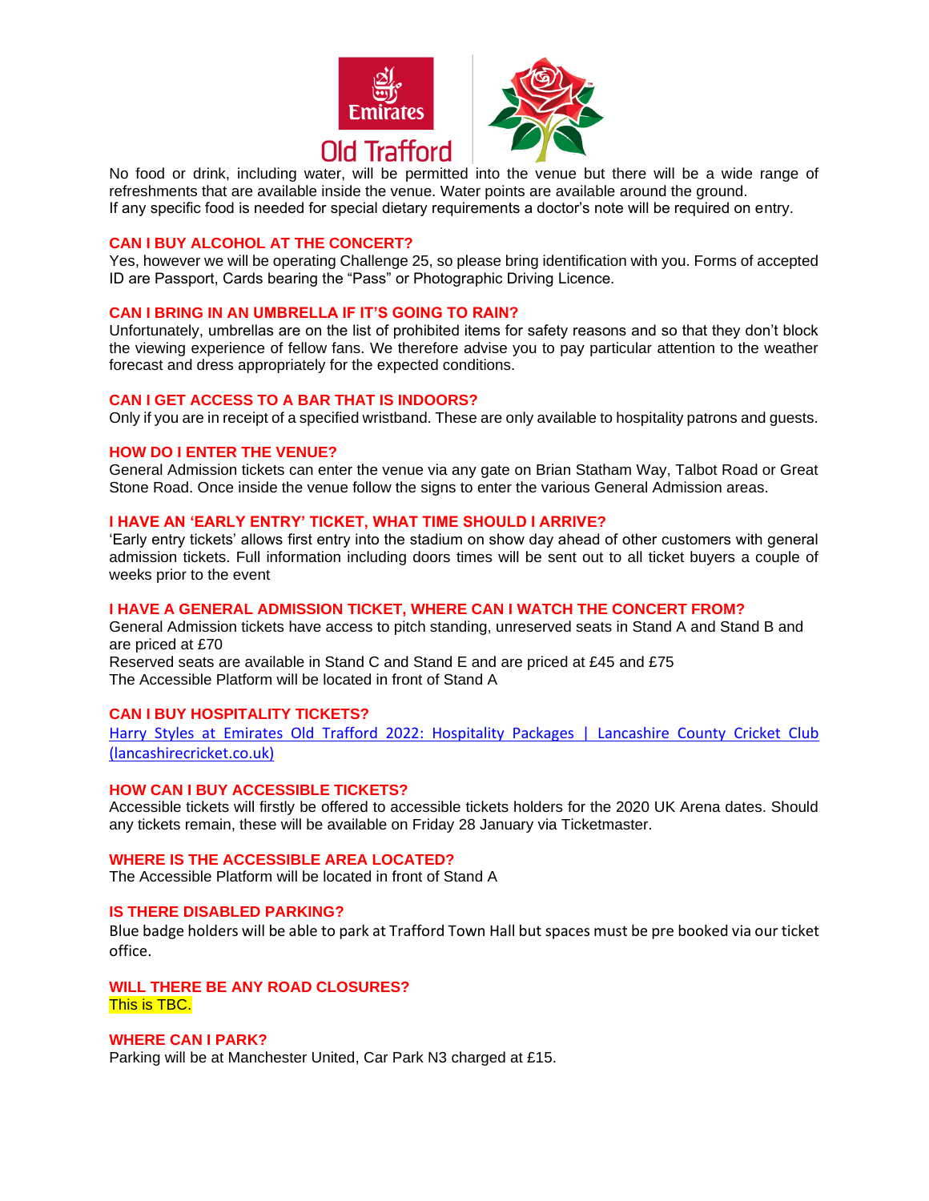No food or drink, including water, will be permitted into the venue but there will be a wide range of refreshments that are available inside the venue. Water points are available around the ground.
If any specific food is needed for special dietary requirements a doctor's note will be required on entry.

### CAN I BUY ALCOHOL AT THE CONCERT?

Yes, however we will be operating Challenge 25, so please bring identification with you. Forms of accepted ID are Passport, Cards bearing the "Pass" or Photographic Driving Licence.

### CAN I BRING IN AN UMBRELLA IF IT'S GOING TO RAIN?

Unfortunately, umbrellas are on the list of prohibited items for safety reasons and so that they don't block the viewing experience of fellow fans. We therefore advise you to pay particular attention to the weather forecast and dress appropriately for the expected conditions.

### CAN I GET ACCESS TO A BAR THAT IS INDOORS?

Only if you are in receipt of a specified wristband. These are only available to hospitality patrons and guests.

### HOW DO I ENTER THE VENUE?

General Admission tickets can enter the venue via any gate on Brian Statham Way, Talbot Road or Great Stone Road. Once inside the venue follow the signs to enter the various General Admission areas.

### I HAVE AN 'EARLY ENTRY' TICKET, WHAT TIME SHOULD I ARRIVE?

'Early entry tickets' allows first entry into the stadium on show day ahead of other customers with general admission tickets. Full information including doors times will be sent out to all ticket buyers a couple of weeks prior to the event

### I HAVE A GENERAL ADMISSION TICKET, WHERE CAN I WATCH THE CONCERT FROM?

General Admission tickets have access to pitch standing, unreserved seats in Stand A and Stand B and are priced at £70
Reserved seats are available in Stand C and Stand E and are priced at £45 and £75
The Accessible Platform will be located in front of Stand A

### CAN I BUY HOSPITALITY TICKETS?

Harry Styles at Emirates Old Trafford 2022: Hospitality Packages | Lancashire County Cricket Club (lancashirecricket.co.uk)

### HOW CAN I BUY ACCESSIBLE TICKETS?

Accessible tickets will firstly be offered to accessible tickets holders for the 2020 UK Arena dates. Should any tickets remain, these will be available on Friday 28 January via Ticketmaster.

### WHERE IS THE ACCESSIBLE AREA LOCATED?

The Accessible Platform will be located in front of Stand A

### IS THERE DISABLED PARKING?

Blue badge holders will be able to park at Trafford Town Hall but spaces must be pre booked via our ticket office.

### WILL THERE BE ANY ROAD CLOSURES?

This is TBC.

### WHERE CAN I PARK?

Parking will be at Manchester United, Car Park N3 charged at £15.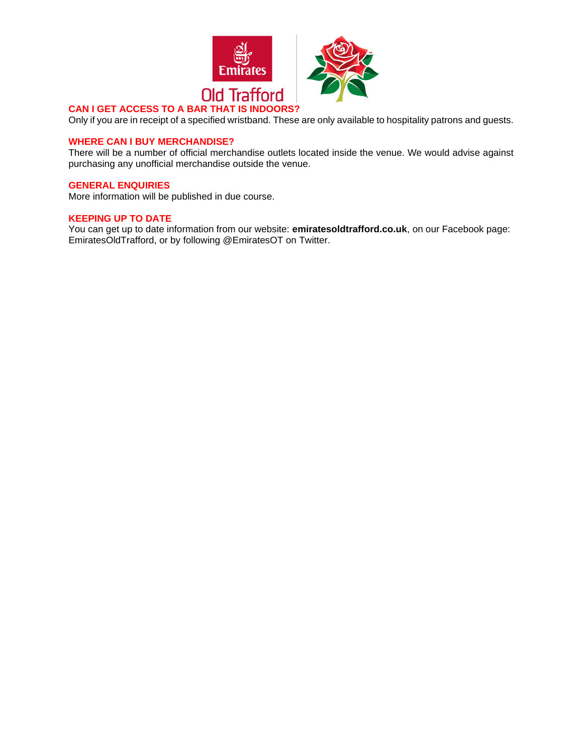## CAN I GET ACCESS TO A BAR THAT IS INDOORS?

Only if you are in receipt of a specified wristband. These are only available to hospitality patrons and guests.

## WHERE CAN I BUY MERCHANDISE?

There will be a number of official merchandise outlets located inside the venue. We would advise against purchasing any unofficial merchandise outside the venue.

## GENERAL ENQUIRIES

More information will be published in due course.

## KEEPING UP TO DATE

You can get up to date information from our website: **emiratesoldtrafford.co.uk**, on our Facebook page: EmiratesOldTrafford, or by following @EmiratesOT on Twitter.